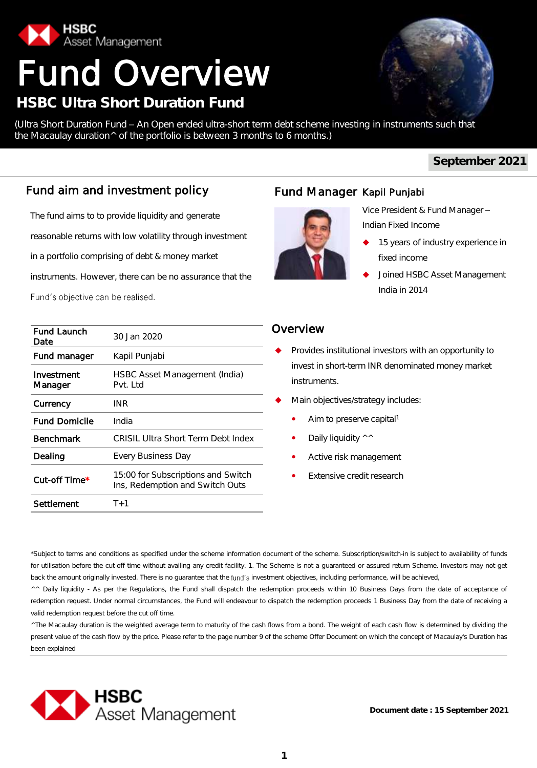HSBC Asset Management

# Fund Overview

## HSBC Ultra Short Duration Fund

(Ultra Short Duration Fund – An Open ended ultra-short term debt scheme investing in instruments such that the Macaulay duration^ of the portfolio is between 3 months to 6 months.)

**September 2021**

## Fund aim and investment policy

The fund aims to to provide liquidity and generate reasonable returns with low volatility through investment in a portfolio comprising of debt & money market instruments. However, there can be no assurance that the Fund's objective can be realised.

| | |
|---|---|
| **Fund Launch Date** | 30 Jan 2020 |
| **Fund manager** | Kapil Punjabi |
| **Investment Manager** | HSBC Asset Management (India) Pvt. Ltd |
| **Currency** | INR |
| **Fund Domicile** | India |
| **Benchmark** | CRISIL Ultra Short Term Debt Index |
| **Dealing** | Every Business Day |
| **Cut-off Time*** | 15:00 for Subscriptions and Switch Ins, Redemption and Switch Outs |
| **Settlement** | T+1 |

## Fund Manager Kapil Punjabi

Vice President & Fund Manager – Indian Fixed Income

- 15 years of industry experience in fixed income
- Joined HSBC Asset Management India in 2014

## Overview

- Provides institutional investors with an opportunity to invest in short-term INR denominated money market instruments.
- Main objectives/strategy includes:
  - Aim to preserve capital[1]
  - Daily liquidity ^^
  - Active risk management
  - Extensive credit research

*Subject to terms and conditions as specified under the scheme information document of the scheme. Subscription/switch-in is subject to availability of funds for utilisation before the cut-off time without availing any credit facility. 1. The Scheme is not a guaranteed or assured return Scheme. Investors may not get back the amount originally invested. There is no guarantee that the fund's investment objectives, including performance, will be achieved,

^^ Daily liquidity - As per the Regulations, the Fund shall dispatch the redemption proceeds within 10 Business Days from the date of acceptance of redemption request. Under normal circumstances, the Fund will endeavour to dispatch the redemption proceeds 1 Business Day from the date of receiving a valid redemption request before the cut off time.

^The Macaulay duration is the weighted average term to maturity of the cash flows from a bond. The weight of each cash flow is determined by dividing the present value of the cash flow by the price. Please refer to the page number 9 of the scheme Offer Document on which the concept of Macaulay's Duration has been explained

HSBC Asset Management

**Document date : 15 September 2021**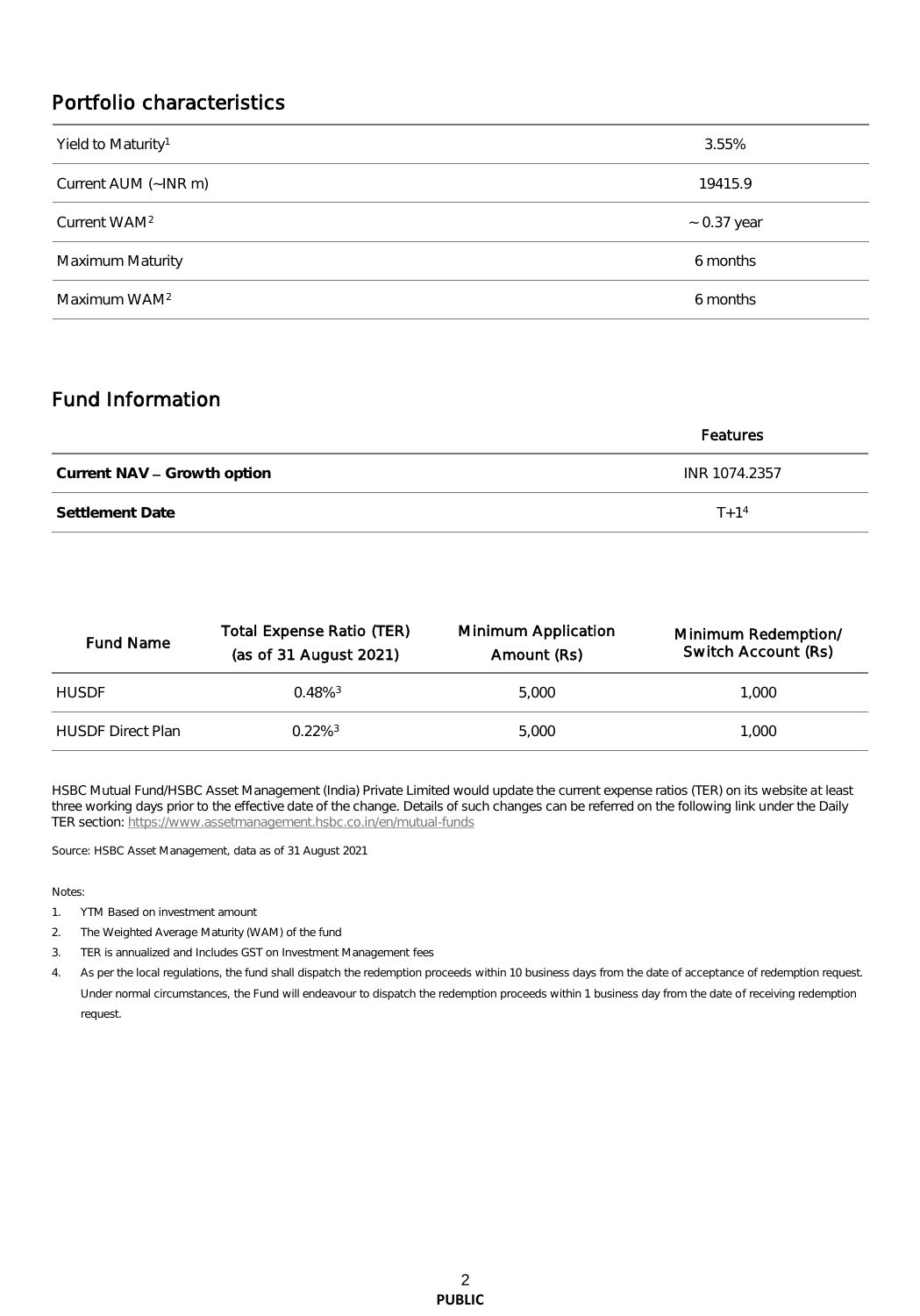## Portfolio characteristics

| | |
|---|---|
| Yield to Maturity[1] | 3.55% |
| Current AUM (~INR m) | 19415.9 |
| Current WAM[2] | ~ 0.37 year |
| Maximum Maturity | 6 months |
| Maximum WAM[2] | 6 months |

## Fund Information

| | Features |
|---|---|
| **Current NAV – Growth option** | INR 1074.2357 |
| **Settlement Date** | T+1[4] |

| Fund Name | Total Expense Ratio (TER) (as of 31 August 2021) | Minimum Application Amount (Rs) | Minimum Redemption/ Switch Account (Rs) |
|---|---|---|---|
| HUSDF | 0.48%[3] | 5,000 | 1,000 |
| HUSDF Direct Plan | 0.22%[3] | 5,000 | 1,000 |

HSBC Mutual Fund/HSBC Asset Management (India) Private Limited would update the current expense ratios (TER) on its website at least three working days prior to the effective date of the change. Details of such changes can be referred on the following link under the Daily TER section: https://www.assetmanagement.hsbc.co.in/en/mutual-funds

Source: HSBC Asset Management, data as of 31 August 2021

Notes:

1. YTM Based on investment amount
2. The Weighted Average Maturity (WAM) of the fund
3. TER is annualized and Includes GST on Investment Management fees
4. As per the local regulations, the fund shall dispatch the redemption proceeds within 10 business days from the date of acceptance of redemption request. Under normal circumstances, the Fund will endeavour to dispatch the redemption proceeds within 1 business day from the date of receiving redemption request.

**PUBLIC**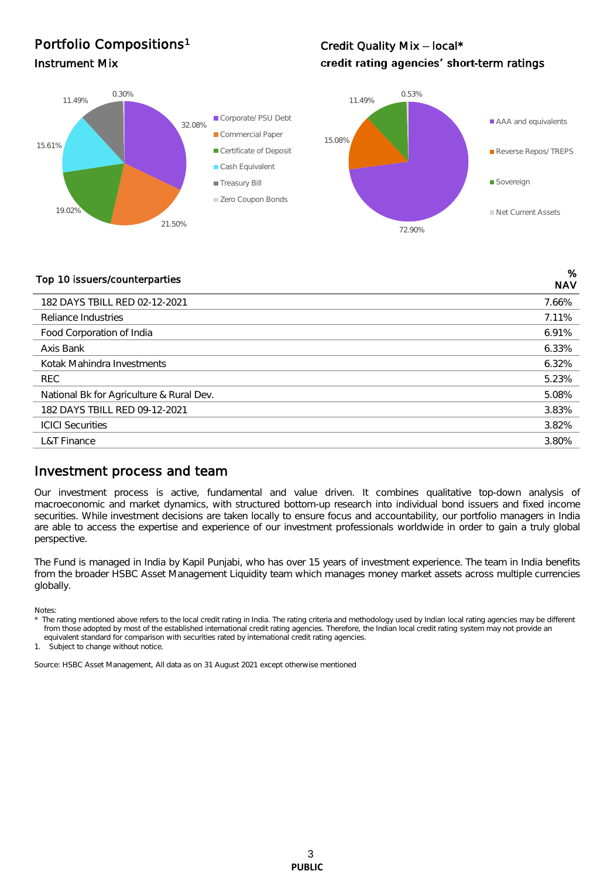## Portfolio Compositions[1]

### Instrument Mix

| Instrument | % |
|---|---|
| Corporate/ PSU Debt | 32.08% |
| Commercial Paper | 21.50% |
| Certificate of Deposit | 19.02% |
| Cash Equivalent | 15.61% |
| Treasury Bill | 11.49% |
| Zero Coupon Bonds | 0.30% |

## Credit Quality Mix – local*

### credit rating agencies' short-term ratings

| Rating | % |
|---|---|
| AAA and equivalents | 72.90% |
| Reverse Repos/ TREPS | 15.08% |
| Sovereign | 11.49% |
| Net Current Assets | 0.53% |

| Top 10 issuers/counterparties | % NAV |
|---|---|
| 182 DAYS TBILL RED 02-12-2021 | 7.66% |
| Reliance Industries | 7.11% |
| Food Corporation of India | 6.91% |
| Axis Bank | 6.33% |
| Kotak Mahindra Investments | 6.32% |
| REC | 5.23% |
| National Bk for Agriculture & Rural Dev. | 5.08% |
| 182 DAYS TBILL RED 09-12-2021 | 3.83% |
| ICICI Securities | 3.82% |
| L&T Finance | 3.80% |

## Investment process and team

Our investment process is active, fundamental and value driven. It combines qualitative top-down analysis of macroeconomic and market dynamics, with structured bottom-up research into individual bond issuers and fixed income securities. While investment decisions are taken locally to ensure focus and accountability, our portfolio managers in India are able to access the expertise and experience of our investment professionals worldwide in order to gain a truly global perspective.

The Fund is managed in India by Kapil Punjabi, who has over 15 years of investment experience. The team in India benefits from the broader HSBC Asset Management Liquidity team which manages money market assets across multiple currencies globally.

Notes:

\* The rating mentioned above refers to the local credit rating in India. The rating criteria and methodology used by Indian local rating agencies may be different from those adopted by most of the established international credit rating agencies. Therefore, the Indian local credit rating system may not provide an equivalent standard for comparison with securities rated by international credit rating agencies.

1. Subject to change without notice.

Source: HSBC Asset Management, All data as on 31 August 2021 except otherwise mentioned

PUBLIC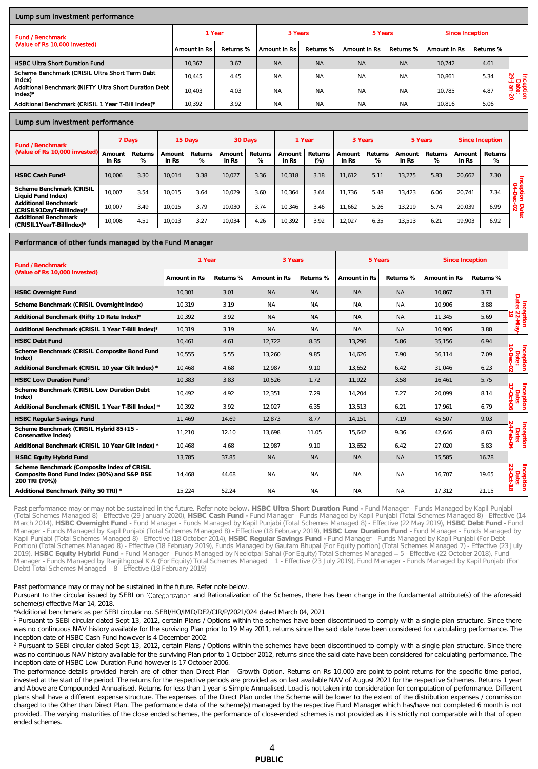## Lump sum investment performance

| Fund / Benchmark (Value of Rs 10,000 invested) | 1 Year | | 3 Years | | 5 Years | | Since Inception | | |
|---|---|---|---|---|---|---|---|---|---|
| | Amount in Rs | Returns % | Amount in Rs | Returns % | Amount in Rs | Returns % | Amount in Rs | Returns % | |
| HSBC Ultra Short Duration Fund | 10,367 | 3.67 | NA | NA | NA | NA | 10,742 | 4.61 | Inception Date: 29-Jan-20 |
| Scheme Benchmark (CRISIL Ultra Short Term Debt Index) | 10,445 | 4.45 | NA | NA | NA | NA | 10,861 | 5.34 | |
| Additional Benchmark (NIFTY Ultra Short Duration Debt Index)* | 10,403 | 4.03 | NA | NA | NA | NA | 10,785 | 4.87 | |
| Additional Benchmark (CRISIL 1 Year T-Bill Index)* | 10,392 | 3.92 | NA | NA | NA | NA | 10,816 | 5.06 | |

## Lump sum investment performance

| Fund / Benchmark (Value of Rs 10,000 invested) | 7 Days | | 15 Days | | 30 Days | | 1 Year | | 3 Years | | 5 Years | | Since Inception | | |
|---|---|---|---|---|---|---|---|---|---|---|---|---|---|---|---|
| | Amount in Rs | Returns % | Amount in Rs | Returns % | Amount in Rs | Returns % | Amount in Rs | Returns (%) | Amount in Rs | Returns % | Amount in Rs | Returns % | Amount in Rs | Returns % | |
| HSBC Cash Fund[1] | 10,006 | 3.30 | 10,014 | 3.38 | 10,027 | 3.36 | 10,318 | 3.18 | 11,612 | 5.11 | 13,275 | 5.83 | 20,662 | 7.30 | Inception Date: 04-Dec-02 |
| Scheme Benchmark (CRISIL Liquid Fund Index) | 10,007 | 3.54 | 10,015 | 3.64 | 10,029 | 3.60 | 10,364 | 3.64 | 11,736 | 5.48 | 13,423 | 6.06 | 20,741 | 7.34 | |
| Additional Benchmark (CRISIL91DayT-BillIndex)* | 10,007 | 3.49 | 10,015 | 3.79 | 10,030 | 3.74 | 10,346 | 3.46 | 11,662 | 5.26 | 13,219 | 5.74 | 20,039 | 6.99 | |
| Additional Benchmark (CRISIL1YearT-BillIndex)* | 10,008 | 4.51 | 10,013 | 3.27 | 10,034 | 4.26 | 10,392 | 3.92 | 12,027 | 6.35 | 13,513 | 6.21 | 19,903 | 6.92 | |

## Performance of other funds managed by the Fund Manager

| Fund / Benchmark (Value of Rs 10,000 invested) | 1 Year | | 3 Years | | 5 Years | | Since Inception | | |
|---|---|---|---|---|---|---|---|---|---|
| | Amount in Rs | Returns % | Amount in Rs | Returns % | Amount in Rs | Returns % | Amount in Rs | Returns % | |
| HSBC Overnight Fund | 10,301 | 3.01 | NA | NA | NA | NA | 10,867 | 3.71 | Inception Date: 22-May-19 |
| Scheme Benchmark (CRISIL Overnight Index) | 10,319 | 3.19 | NA | NA | NA | NA | 10,906 | 3.88 | |
| Additional Benchmark (Nifty 1D Rate Index)* | 10,392 | 3.92 | NA | NA | NA | NA | 11,345 | 5.69 | |
| Additional Benchmark (CRISIL 1 Year T-Bill Index)* | 10,319 | 3.19 | NA | NA | NA | NA | 10,906 | 3.88 | |
| HSBC Debt Fund | 10,461 | 4.61 | 12,722 | 8.35 | 13,296 | 5.86 | 35,156 | 6.94 | Inception Date: 10-Dec-02 |
| Scheme Benchmark (CRISIL Composite Bond Fund Index) | 10,555 | 5.55 | 13,260 | 9.85 | 14,626 | 7.90 | 36,114 | 7.09 | |
| Additional Benchmark (CRISIL 10 year Gilt Index) * | 10,468 | 4.68 | 12,987 | 9.10 | 13,652 | 6.42 | 31,046 | 6.23 | |
| HSBC Low Duration Fund[2] | 10,383 | 3.83 | 10,526 | 1.72 | 11,922 | 3.58 | 16,461 | 5.75 | Inception Date: 17-Oct-06 |
| Scheme Benchmark (CRISIL Low Duration Debt Index) | 10,492 | 4.92 | 12,351 | 7.29 | 14,204 | 7.27 | 20,099 | 8.14 | |
| Additional Benchmark (CRISIL 1 Year T-Bill Index) * | 10,392 | 3.92 | 12,027 | 6.35 | 13,513 | 6.21 | 17,961 | 6.79 | |
| HSBC Regular Savings Fund | 11,469 | 14.69 | 12,873 | 8.77 | 14,151 | 7.19 | 45,507 | 9.03 | Inception Date: 24-Feb-04 |
| Scheme Benchmark (CRISIL Hybrid 85+15 - Conservative Index) | 11,210 | 12.10 | 13,698 | 11.05 | 15,642 | 9.36 | 42,646 | 8.63 | |
| Additional Benchmark (CRISIL 10 Year Gilt Index) * | 10,468 | 4.68 | 12,987 | 9.10 | 13,652 | 6.42 | 27,020 | 5.83 | |
| HSBC Equity Hybrid Fund | 13,785 | 37.85 | NA | NA | NA | NA | 15,585 | 16.78 | Inception Date: 22-Oct-18 |
| Scheme Benchmark (Composite index of CRISIL Composite Bond Fund Index (30%) and S&P BSE 200 TRI (70%)) | 14,468 | 44.68 | NA | NA | NA | NA | 16,707 | 19.65 | |
| Additional Benchmark (Nifty 50 TRI) * | 15,224 | 52.24 | NA | NA | NA | NA | 17,312 | 21.15 | |

Past performance may or may not be sustained in the future. Refer note below. **HSBC Ultra Short Duration Fund -** Fund Manager - Funds Managed by Kapil Punjabi (Total Schemes Managed 8) - Effective (29 January 2020), **HSBC Cash Fund -** Fund Manager - Funds Managed by Kapil Punjabi (Total Schemes Managed 8) - Effective (14 March 2014), **HSBC Overnight Fund** - Fund Manager - Funds Managed by Kapil Punjabi (Total Schemes Managed 8) - Effective (22 May 2019), **HSBC Debt Fund -** Fund Manager - Funds Managed by Kapil Punjabi (Total Schemes Managed 8) - Effective (18 February 2019), **HSBC Low Duration Fund -** Fund Manager - Funds Managed by Kapil Punjabi (Total Schemes Managed 8) - Effective (18 October 2014), **HSBC Regular Savings Fund -** Fund Manager - Funds Managed by Kapil Punjabi (For Debt Portion) (Total Schemes Managed 8) - Effective (18 February 2019), Funds Managed by Gautam Bhupal (For Equity portion) (Total Schemes Managed 7) - Effective (23 July 2019), **HSBC Equity Hybrid Fund -** Fund Manager - Funds Managed by Neelotpal Sahai (For Equity) Total Schemes Managed – 5 - Effective (22 October 2018), Fund Manager - Funds Managed by Ranjithgopal K A (For Equity) Total Schemes Managed – 1 - Effective (23 July 2019), Fund Manager - Funds Managed by Kapil Punjabi (For Debt) Total Schemes Managed – 8 - Effective (18 February 2019)

Past performance may or may not be sustained in the future. Refer note below.

Pursuant to the circular issued by SEBI on 'Categorization and Rationalization of the Schemes, there has been change in the fundamental attribute(s) of the aforesaid scheme(s) effective Mar 14, 2018.

*Additional benchmark as per SEBI circular no. SEBI/HO/IMD/DF2/CIR/P/2021/024 dated March 04, 2021

[1] Pursuant to SEBI circular dated Sept 13, 2012, certain Plans / Options within the schemes have been discontinued to comply with a single plan structure. Since there was no continuous NAV history available for the surviving Plan prior to 19 May 2011, returns since the said date have been considered for calculating performance. The inception date of HSBC Cash Fund however is 4 December 2002.

[2] Pursuant to SEBI circular dated Sept 13, 2012, certain Plans / Options within the schemes have been discontinued to comply with a single plan structure. Since there was no continuous NAV history available for the surviving Plan prior to 1 October 2012, returns since the said date have been considered for calculating performance. The inception date of HSBC Low Duration Fund however is 17 October 2006.

The performance details provided herein are of other than Direct Plan - Growth Option. Returns on Rs 10,000 are point-to-point returns for the specific time period, invested at the start of the period. The returns for the respective periods are provided as on last available NAV of August 2021 for the respective Schemes. Returns 1 year and Above are Compounded Annualised. Returns for less than 1 year is Simple Annualised. Load is not taken into consideration for computation of performance. Different plans shall have a different expense structure. The expenses of the Direct Plan under the Scheme will be lower to the extent of the distribution expenses / commission charged to the Other than Direct Plan. The performance data of the scheme(s) managed by the respective Fund Manager which has/have not completed 6 month is not provided. The varying maturities of the close ended schemes, the performance of close-ended schemes is not provided as it is strictly not comparable with that of open ended schemes.

PUBLIC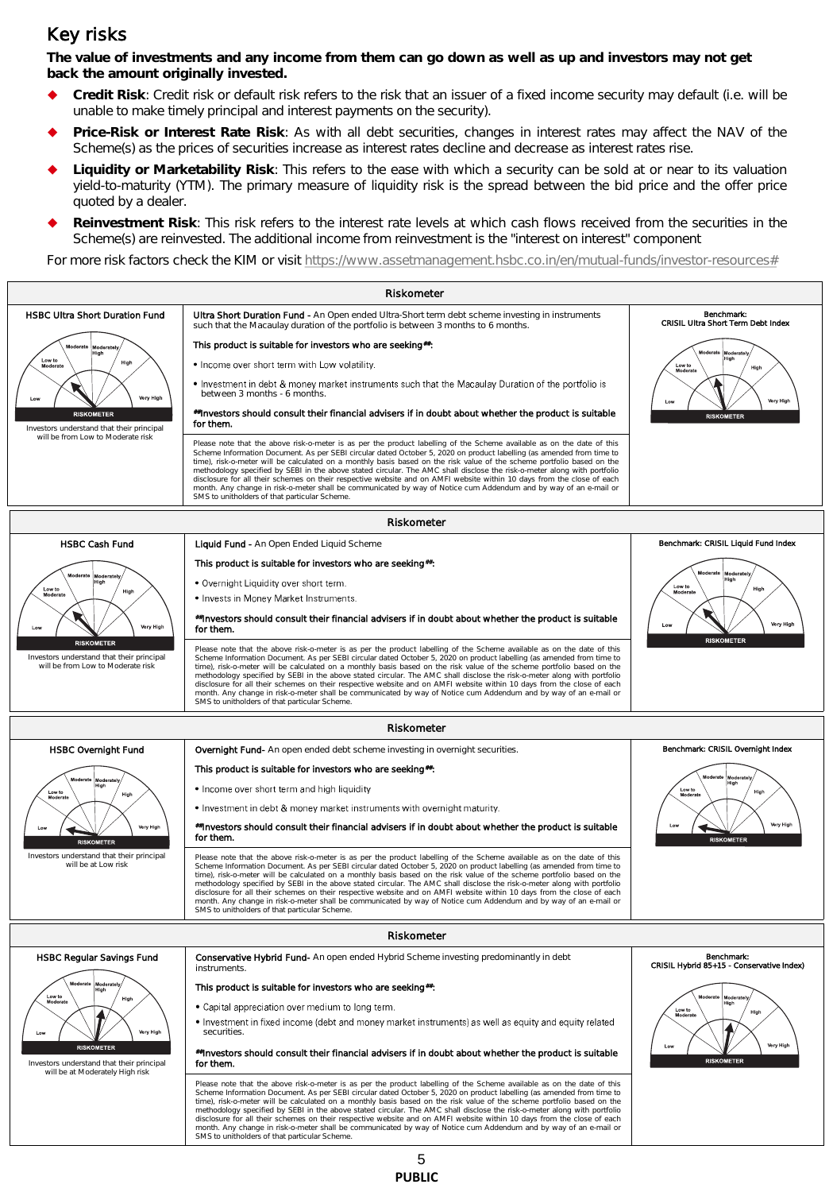## Key risks

**The value of investments and any income from them can go down as well as up and investors may not get back the amount originally invested.**

- **Credit Risk**: Credit risk or default risk refers to the risk that an issuer of a fixed income security may default (i.e. will be unable to make timely principal and interest payments on the security).
- **Price-Risk or Interest Rate Risk**: As with all debt securities, changes in interest rates may affect the NAV of the Scheme(s) as the prices of securities increase as interest rates decline and decrease as interest rates rise.
- **Liquidity or Marketability Risk**: This refers to the ease with which a security can be sold at or near to its valuation yield-to-maturity (YTM). The primary measure of liquidity risk is the spread between the bid price and the offer price quoted by a dealer.
- **Reinvestment Risk**: This risk refers to the interest rate levels at which cash flows received from the securities in the Scheme(s) are reinvested. The additional income from reinvestment is the "interest on interest" component

For more risk factors check the KIM or visit https://www.assetmanagement.hsbc.co.in/en/mutual-funds/investor-resources#

### Riskometer

| HSBC Ultra Short Duration Fund | Ultra Short Duration Fund - An Open ended Ultra-Short term debt scheme investing in instruments such that the Macaulay duration of the portfolio is between 3 months to 6 months. | Benchmark: CRISIL Ultra Short Term Debt Index |
|---|---|---|
| Investors understand that their principal will be from Low to Moderate risk | This product is suitable for investors who are seeking##: <br>• Income over short term with Low volatility. <br>• Investment in debt & money market instruments such that the Macaulay Duration of the portfolio is between 3 months - 6 months. <br>##Investors should consult their financial advisers if in doubt about whether the product is suitable for them. | |
| | Please note that the above risk-o-meter is as per the product labelling of the Scheme available as on the date of this Scheme Information Document. As per SEBI circular dated October 5, 2020 on product labelling (as amended from time to time), risk-o-meter will be calculated on a monthly basis based on the risk value of the scheme portfolio based on the methodology specified by SEBI in the above stated circular. The AMC shall disclose the risk-o-meter along with portfolio disclosure for all their schemes on their respective website and on AMFI website within 10 days from the close of each month. Any change in risk-o-meter shall be communicated by way of Notice cum Addendum and by way of an e-mail or SMS to unitholders of that particular Scheme. | |

### Riskometer

| HSBC Cash Fund | Liquid Fund - An Open Ended Liquid Scheme | Benchmark: CRISIL Liquid Fund Index |
|---|---|---|
| Investors understand that their principal will be from Low to Moderate risk | This product is suitable for investors who are seeking##: <br>• Overnight Liquidity over short term. <br>• Invests in Money Market Instruments. <br>##Investors should consult their financial advisers if in doubt about whether the product is suitable for them. | |
| | Please note that the above risk-o-meter is as per the product labelling of the Scheme available as on the date of this Scheme Information Document. As per SEBI circular dated October 5, 2020 on product labelling (as amended from time to time), risk-o-meter will be calculated on a monthly basis based on the risk value of the scheme portfolio based on the methodology specified by SEBI in the above stated circular. The AMC shall disclose the risk-o-meter along with portfolio disclosure for all their schemes on their respective website and on AMFI website within 10 days from the close of each month. Any change in risk-o-meter shall be communicated by way of Notice cum Addendum and by way of an e-mail or SMS to unitholders of that particular Scheme. | |

### Riskometer

| HSBC Overnight Fund | Overnight Fund- An open ended debt scheme investing in overnight securities. | Benchmark: CRISIL Overnight Index |
|---|---|---|
| Investors understand that their principal will be at Low risk | This product is suitable for investors who are seeking##: <br>• Income over short term and high liquidity <br>• Investment in debt & money market instruments with overnight maturity. <br>##Investors should consult their financial advisers if in doubt about whether the product is suitable for them. | |
| | Please note that the above risk-o-meter is as per the product labelling of the Scheme available as on the date of this Scheme Information Document. As per SEBI circular dated October 5, 2020 on product labelling (as amended from time to time), risk-o-meter will be calculated on a monthly basis based on the risk value of the scheme portfolio based on the methodology specified by SEBI in the above stated circular. The AMC shall disclose the risk-o-meter along with portfolio disclosure for all their schemes on their respective website and on AMFI website within 10 days from the close of each month. Any change in risk-o-meter shall be communicated by way of Notice cum Addendum and by way of an e-mail or SMS to unitholders of that particular Scheme. | |

### Riskometer

| HSBC Regular Savings Fund | Conservative Hybrid Fund- An open ended Hybrid Scheme investing predominantly in debt instruments. | Benchmark: CRISIL Hybrid 85+15 - Conservative Index) |
|---|---|---|
| Investors understand that their principal will be at Moderately High risk | This product is suitable for investors who are seeking##: <br>• Capital appreciation over medium to long term. <br>• Investment in fixed income (debt and money market instruments) as well as equity and equity related securities. <br>##Investors should consult their financial advisers if in doubt about whether the product is suitable for them. | |
| | Please note that the above risk-o-meter is as per the product labelling of the Scheme available as on the date of this Scheme Information Document. As per SEBI circular dated October 5, 2020 on product labelling (as amended from time to time), risk-o-meter will be calculated on a monthly basis based on the risk value of the scheme portfolio based on the methodology specified by SEBI in the above stated circular. The AMC shall disclose the risk-o-meter along with portfolio disclosure for all their schemes on their respective website and on AMFI website within 10 days from the close of each month. Any change in risk-o-meter shall be communicated by way of Notice cum Addendum and by way of an e-mail or SMS to unitholders of that particular Scheme. | |

PUBLIC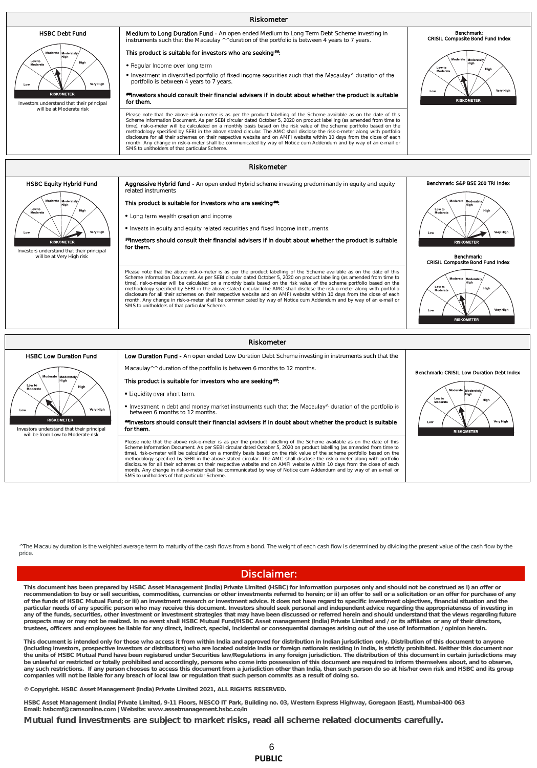## Riskometer

### HSBC Debt Fund

Investors understand that their principal will be at Moderate risk

**Medium to Long Duration Fund** - An open ended Medium to Long Term Debt Scheme investing in instruments such that the Macaulay ^^duration of the portfolio is between 4 years to 7 years.

**This product is suitable for investors who are seeking##:**

- Regular Income over long term
- Investment in diversified portfolio of fixed income securities such that the Macaulay^ duration of the portfolio is between 4 years to 7 years.

**##Investors should consult their financial advisers if in doubt about whether the product is suitable for them.**

Please note that the above risk-o-meter is as per the product labelling of the Scheme available as on the date of this Scheme Information Document. As per SEBI circular dated October 5, 2020 on product labelling (as amended from time to time), risk-o-meter will be calculated on a monthly basis based on the risk value of the scheme portfolio based on the methodology specified by SEBI in the above stated circular. The AMC shall disclose the risk-o-meter along with portfolio disclosure for all their schemes on their respective website and on AMFI website within 10 days from the close of each month. Any change in risk-o-meter shall be communicated by way of Notice cum Addendum and by way of an e-mail or SMS to unitholders of that particular Scheme.

Benchmark: CRISIL Composite Bond Fund Index

## Riskometer

### HSBC Equity Hybrid Fund

Investors understand that their principal will be at Very High risk

**Aggressive Hybrid fund** - An open ended Hybrid scheme investing predominantly in equity and equity related instruments

**This product is suitable for investors who are seeking##:**

- Long term wealth creation and income
- Invests in equity and equity related securities and fixed Income instruments.

**##Investors should consult their financial advisers if in doubt about whether the product is suitable for them.**

Please note that the above risk-o-meter is as per the product labelling of the Scheme available as on the date of this Scheme Information Document. As per SEBI circular dated October 5, 2020 on product labelling (as amended from time to time), risk-o-meter will be calculated on a monthly basis based on the risk value of the scheme portfolio based on the methodology specified by SEBI in the above stated circular. The AMC shall disclose the risk-o-meter along with portfolio disclosure for all their schemes on their respective website and on AMFI website within 10 days from the close of each month. Any change in risk-o-meter shall be communicated by way of Notice cum Addendum and by way of an e-mail or SMS to unitholders of that particular Scheme.

Benchmark: S&P BSE 200 TRI Index

Benchmark: CRISIL Composite Bond Fund Index

## Riskometer

### HSBC Low Duration Fund

Investors understand that their principal will be from Low to Moderate risk

**Low Duration Fund** - An open ended Low Duration Debt Scheme investing in instruments such that the Macaulay^^ duration of the portfolio is between 6 months to 12 months.

**This product is suitable for investors who are seeking##:**

- Liquidity over short term.
- Investment in debt and money market instruments such that the Macaulay^ duration of the portfolio is between 6 months to 12 months.

**##Investors should consult their financial advisers if in doubt about whether the product is suitable for them.**

Please note that the above risk-o-meter is as per the product labelling of the Scheme available as on the date of this Scheme Information Document. As per SEBI circular dated October 5, 2020 on product labelling (as amended from time to time), risk-o-meter will be calculated on a monthly basis based on the risk value of the scheme portfolio based on the methodology specified by SEBI in the above stated circular. The AMC shall disclose the risk-o-meter along with portfolio disclosure for all their schemes on their respective website and on AMFI website within 10 days from the close of each month. Any change in risk-o-meter shall be communicated by way of Notice cum Addendum and by way of an e-mail or SMS to unitholders of that particular Scheme.

Benchmark: CRISIL Low Duration Debt Index

^The Macaulay duration is the weighted average term to maturity of the cash flows from a bond. The weight of each cash flow is determined by dividing the present value of the cash flow by the price.

## Disclaimer:

**This document has been prepared by HSBC Asset Management (India) Private Limited (HSBC) for information purposes only and should not be construed as i) an offer or recommendation to buy or sell securities, commodities, currencies or other investments referred to herein; or ii) an offer to sell or a solicitation or an offer for purchase of any of the funds of HSBC Mutual Fund; or iii) an investment research or investment advice. It does not have regard to specific investment objectives, financial situation and the particular needs of any specific person who may receive this document. Investors should seek personal and independent advice regarding the appropriateness of investing in any of the funds, securities, other investment or investment strategies that may have been discussed or referred herein and should understand that the views regarding future prospects may or may not be realized. In no event shall HSBC Mutual Fund/HSBC Asset management (India) Private Limited and / or its affiliates or any of their directors, trustees, officers and employees be liable for any direct, indirect, special, incidental or consequential damages arising out of the use of information / opinion herein.**

**This document is intended only for those who access it from within India and approved for distribution in Indian jurisdiction only. Distribution of this document to anyone (including investors, prospective investors or distributors) who are located outside India or foreign nationals residing in India, is strictly prohibited. Neither this document nor the units of HSBC Mutual Fund have been registered under Securities law/Regulations in any foreign jurisdiction. The distribution of this document in certain jurisdictions may be unlawful or restricted or totally prohibited and accordingly, persons who come into possession of this document are required to inform themselves about, and to observe, any such restrictions. If any person chooses to access this document from a jurisdiction other than India, then such person do so at his/her own risk and HSBC and its group companies will not be liable for any breach of local law or regulation that such person commits as a result of doing so.**

**© Copyright. HSBC Asset Management (India) Private Limited 2021, ALL RIGHTS RESERVED.**

**HSBC Asset Management (India) Private Limited, 9-11 Floors, NESCO IT Park, Building no. 03, Western Express Highway, Goregaon (East), Mumbai-400 063**
**Email: hsbcmf@camsonline.com | Website: www.assetmanagement.hsbc.co/in**

**Mutual fund investments are subject to market risks, read all scheme related documents carefully.**

PUBLIC